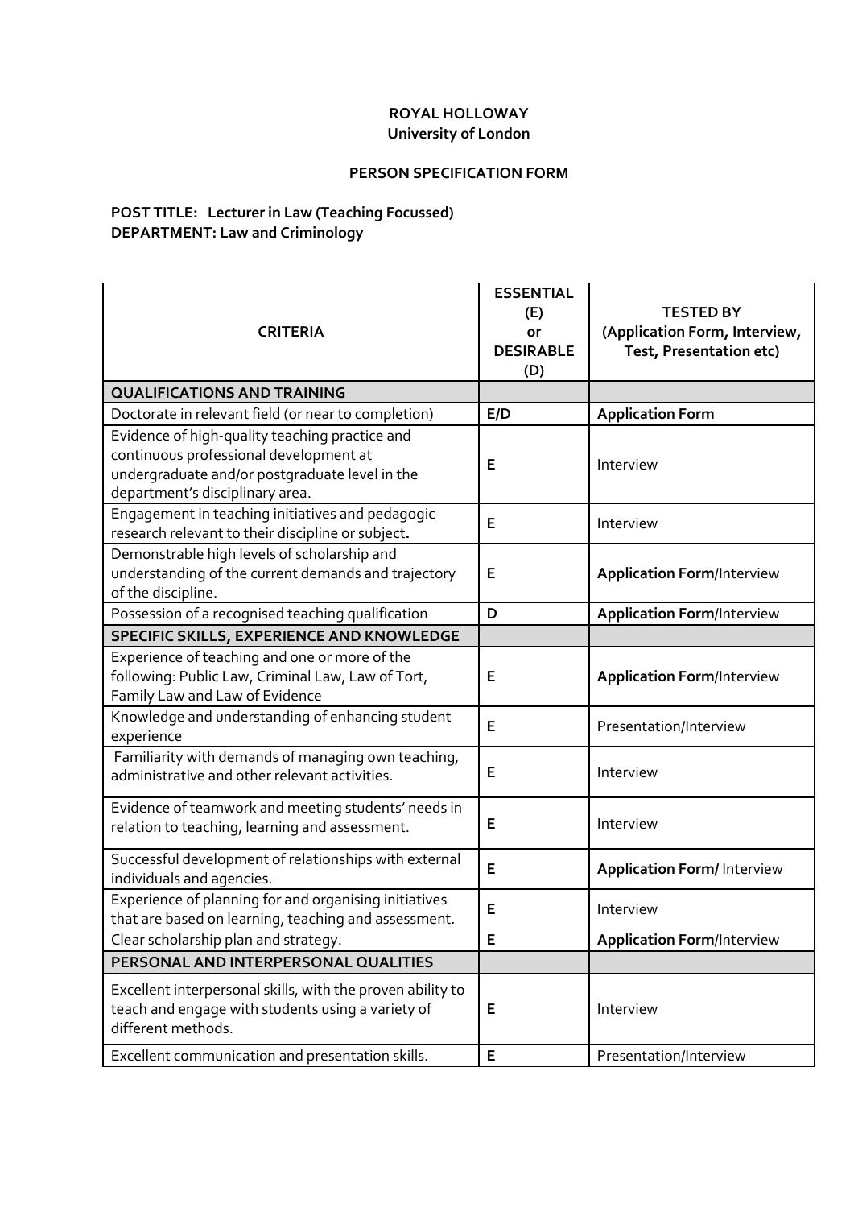**ROYAL HOLLOWAY**
**University of London**

**PERSON SPECIFICATION FORM**

**POST TITLE: Lecturer in Law (Teaching Focussed)**
**DEPARTMENT: Law and Criminology**

| CRITERIA | ESSENTIAL (E) or DESIRABLE (D) | TESTED BY (Application Form, Interview, Test, Presentation etc) |
|---|---|---|
| **QUALIFICATIONS AND TRAINING** | | |
| Doctorate in relevant field (or near to completion) | **E/D** | **Application Form** |
| Evidence of high-quality teaching practice and continuous professional development at undergraduate and/or postgraduate level in the department's disciplinary area. | **E** | Interview |
| Engagement in teaching initiatives and pedagogic research relevant to their discipline or subject**.** | **E** | Interview |
| Demonstrable high levels of scholarship and understanding of the current demands and trajectory of the discipline. | **E** | **Application Form**/Interview |
| Possession of a recognised teaching qualification | **D** | **Application Form**/Interview |
| **SPECIFIC SKILLS, EXPERIENCE AND KNOWLEDGE** | | |
| Experience of teaching and one or more of the following: Public Law, Criminal Law, Law of Tort, Family Law and Law of Evidence | **E** | **Application Form**/Interview |
| Knowledge and understanding of enhancing student experience | **E** | Presentation/Interview |
| Familiarity with demands of managing own teaching, administrative and other relevant activities. | **E** | Interview |
| Evidence of teamwork and meeting students' needs in relation to teaching, learning and assessment. | **E** | Interview |
| Successful development of relationships with external individuals and agencies. | **E** | **Application Form/** Interview |
| Experience of planning for and organising initiatives that are based on learning, teaching and assessment. | **E** | Interview |
| Clear scholarship plan and strategy. | **E** | **Application Form**/Interview |
| **PERSONAL AND INTERPERSONAL QUALITIES** | | |
| Excellent interpersonal skills, with the proven ability to teach and engage with students using a variety of different methods. | **E** | Interview |
| Excellent communication and presentation skills. | **E** | Presentation/Interview |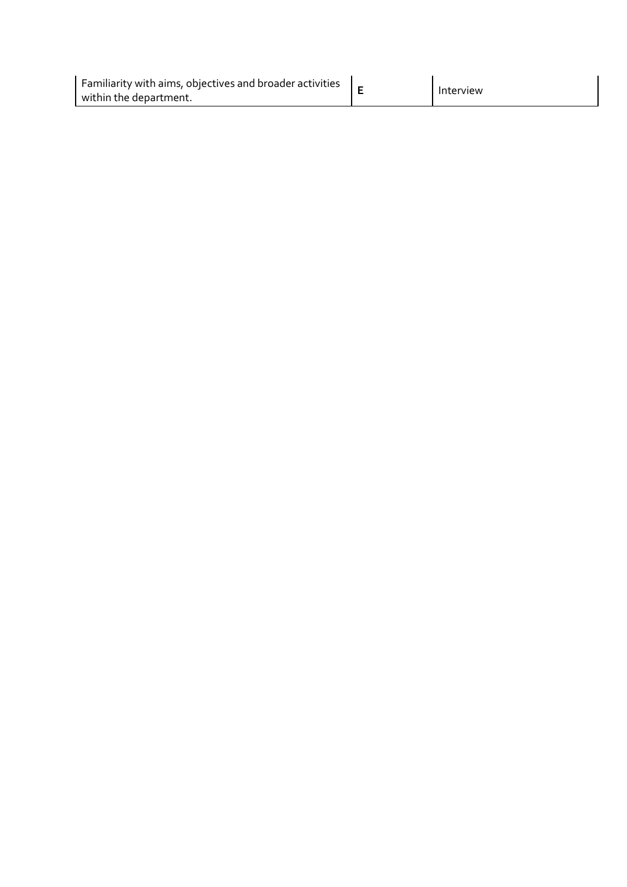| | | |
|---|---|---|
| Familiarity with aims, objectives and broader activities within the department. | **E** | Interview |